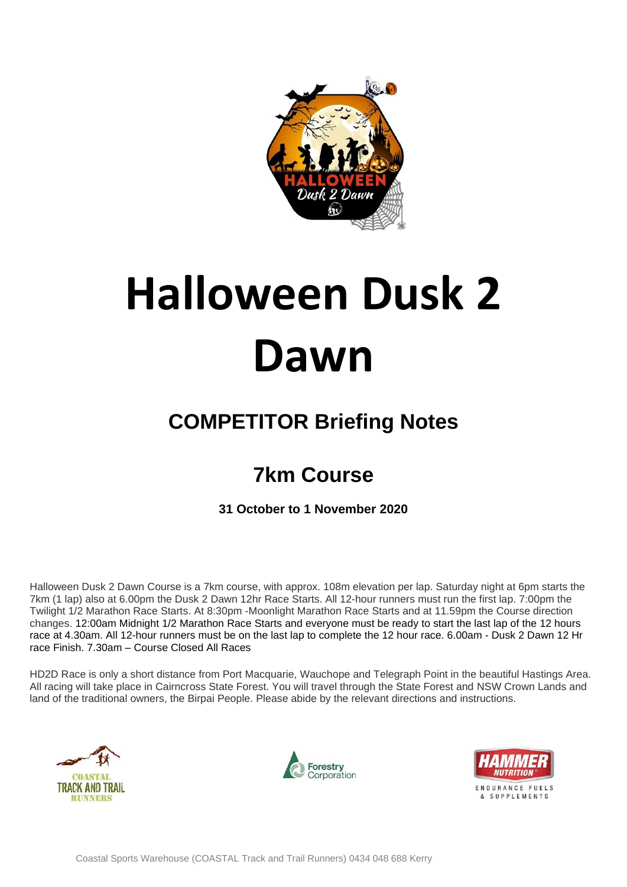# Halloween Dusk 2 Dawn

## COMPETITOR Briefing Notes

## 7km Course

**31 October to 1 November 2020**

Halloween Dusk 2 Dawn Course is a 7km course, with approx. 108m elevation per lap. Saturday night at 6pm starts the 7km (1 lap) also at 6.00pm the Dusk 2 Dawn 12hr Race Starts. All 12-hour runners must run the first lap. 7:00pm the Twilight 1/2 Marathon Race Starts. At 8:30pm -Moonlight Marathon Race Starts and at 11.59pm the Course direction changes. 12:00am Midnight 1/2 Marathon Race Starts and everyone must be ready to start the last lap of the 12 hours race at 4.30am. All 12-hour runners must be on the last lap to complete the 12 hour race. 6.00am - Dusk 2 Dawn 12 Hr race Finish. 7.30am – Course Closed All Races

HD2D Race is only a short distance from Port Macquarie, Wauchope and Telegraph Point in the beautiful Hastings Area. All racing will take place in Cairncross State Forest. You will travel through the State Forest and NSW Crown Lands and land of the traditional owners, the Birpai People. Please abide by the relevant directions and instructions.

Coastal Sports Warehouse (COASTAL Track and Trail Runners) 0434 048 688 Kerry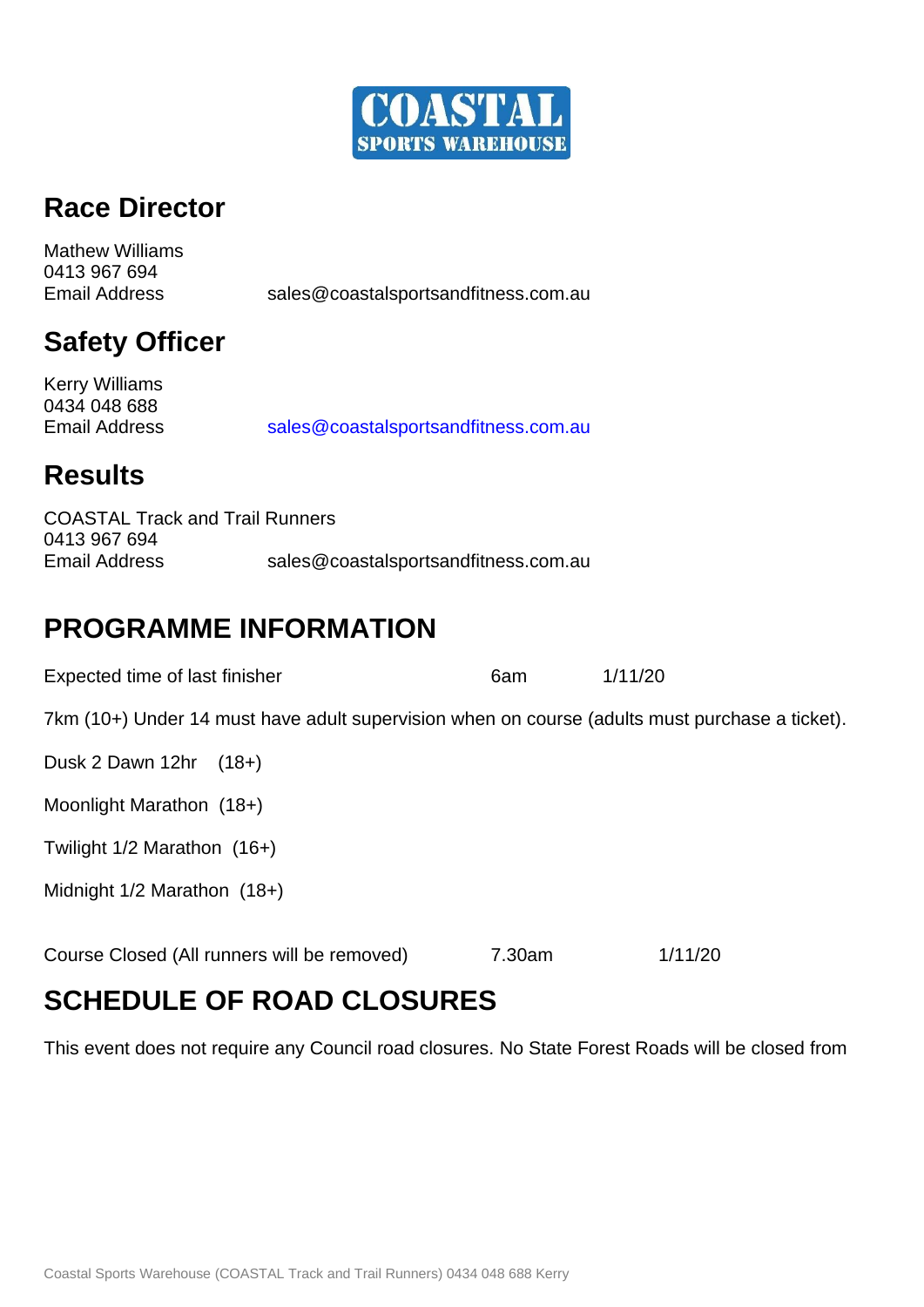COASTAL SPORTS WAREHOUSE

## Race Director

Mathew Williams
0413 967 694
Email Address sales@coastalsportsandfitness.com.au

## Safety Officer

Kerry Williams
0434 048 688
Email Address sales@coastalsportsandfitness.com.au

## Results

COASTAL Track and Trail Runners
0413 967 694
Email Address sales@coastalsportsandfitness.com.au

## PROGRAMME INFORMATION

Expected time of last finisher 6am 1/11/20

7km (10+) Under 14 must have adult supervision when on course (adults must purchase a ticket).

Dusk 2 Dawn 12hr (18+)

Moonlight Marathon (18+)

Twilight 1/2 Marathon (16+)

Midnight 1/2 Marathon (18+)

Course Closed (All runners will be removed) 7.30am 1/11/20

## SCHEDULE OF ROAD CLOSURES

This event does not require any Council road closures. No State Forest Roads will be closed from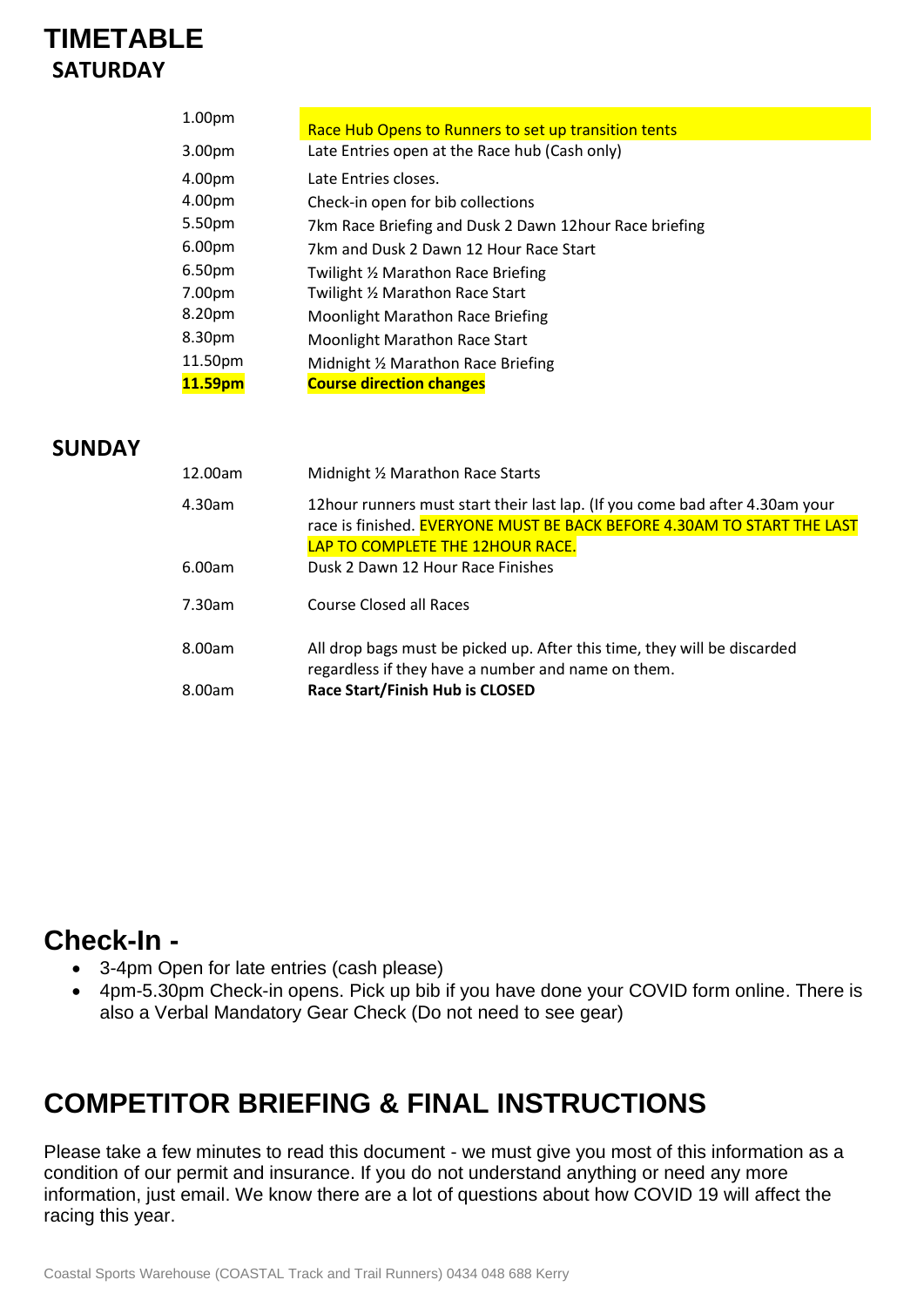# TIMETABLE

## SATURDAY

| | |
|---|---|
| 1.00pm | Race Hub Opens to Runners to set up transition tents |
| 3.00pm | Late Entries open at the Race hub (Cash only) |
| 4.00pm | Late Entries closes. |
| 4.00pm | Check-in open for bib collections |
| 5.50pm | 7km Race Briefing and Dusk 2 Dawn 12hour Race briefing |
| 6.00pm | 7km and Dusk 2 Dawn 12 Hour Race Start |
| 6.50pm | Twilight ½ Marathon Race Briefing |
| 7.00pm | Twilight ½ Marathon Race Start |
| 8.20pm | Moonlight Marathon Race Briefing |
| 8.30pm | Moonlight Marathon Race Start |
| 11.50pm | Midnight ½ Marathon Race Briefing |
| **11.59pm** | **Course direction changes** |

## SUNDAY

| | |
|---|---|
| 12.00am | Midnight ½ Marathon Race Starts |
| 4.30am | 12hour runners must start their last lap. (If you come bad after 4.30am your race is finished. EVERYONE MUST BE BACK BEFORE 4.30AM TO START THE LAST LAP TO COMPLETE THE 12HOUR RACE. |
| 6.00am | Dusk 2 Dawn 12 Hour Race Finishes |
| 7.30am | Course Closed all Races |
| 8.00am | All drop bags must be picked up. After this time, they will be discarded regardless if they have a number and name on them. |
| 8.00am | **Race Start/Finish Hub is CLOSED** |

# Check-In -

- 3-4pm Open for late entries (cash please)
- 4pm-5.30pm Check-in opens. Pick up bib if you have done your COVID form online. There is also a Verbal Mandatory Gear Check (Do not need to see gear)

# COMPETITOR BRIEFING & FINAL INSTRUCTIONS

Please take a few minutes to read this document - we must give you most of this information as a condition of our permit and insurance. If you do not understand anything or need any more information, just email. We know there are a lot of questions about how COVID 19 will affect the racing this year.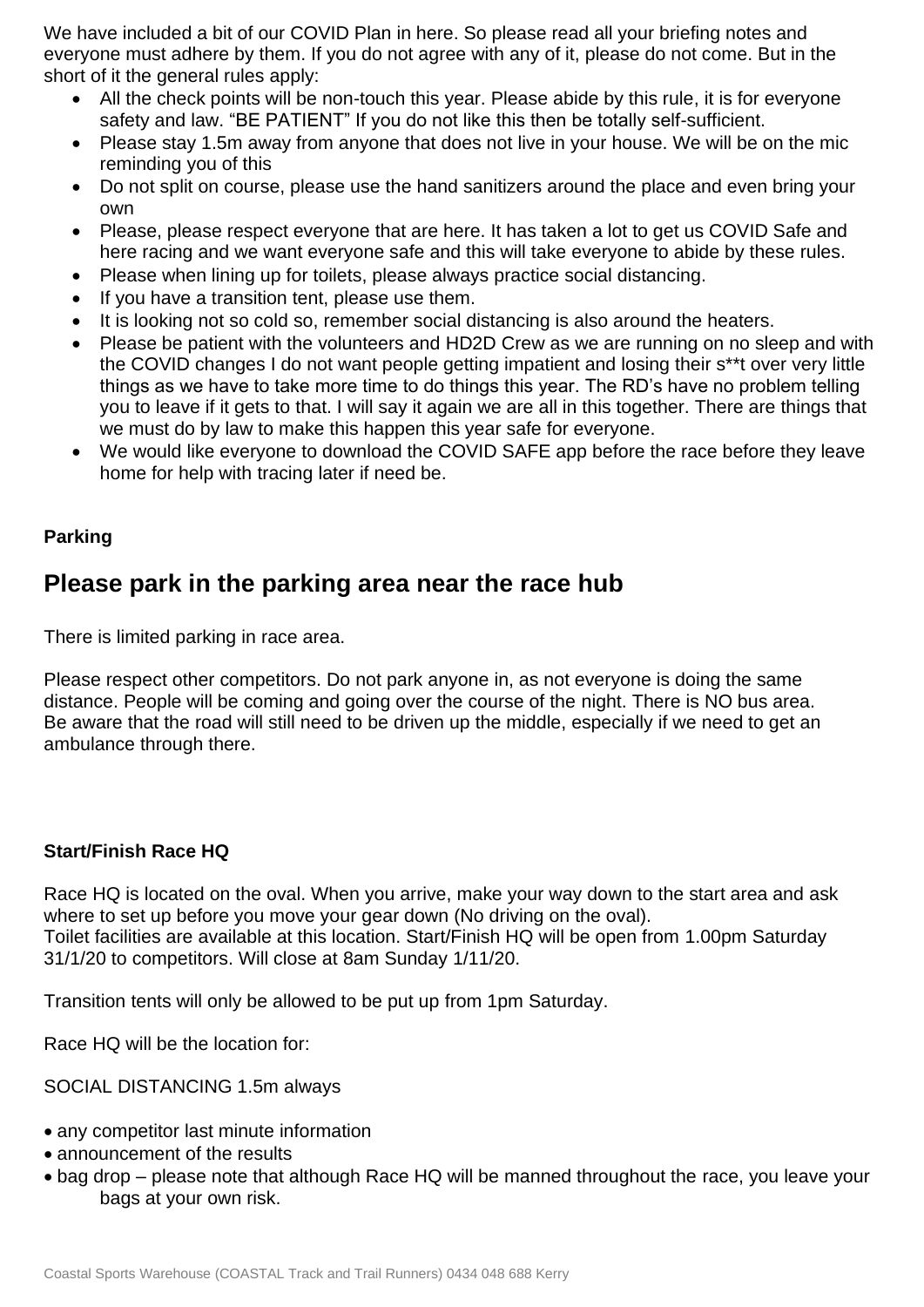We have included a bit of our COVID Plan in here. So please read all your briefing notes and everyone must adhere by them. If you do not agree with any of it, please do not come. But in the short of it the general rules apply:

- All the check points will be non-touch this year. Please abide by this rule, it is for everyone safety and law. "BE PATIENT" If you do not like this then be totally self-sufficient.
- Please stay 1.5m away from anyone that does not live in your house. We will be on the mic reminding you of this
- Do not split on course, please use the hand sanitizers around the place and even bring your own
- Please, please respect everyone that are here. It has taken a lot to get us COVID Safe and here racing and we want everyone safe and this will take everyone to abide by these rules.
- Please when lining up for toilets, please always practice social distancing.
- If you have a transition tent, please use them.
- It is looking not so cold so, remember social distancing is also around the heaters.
- Please be patient with the volunteers and HD2D Crew as we are running on no sleep and with the COVID changes I do not want people getting impatient and losing their s**t over very little things as we have to take more time to do things this year. The RD's have no problem telling you to leave if it gets to that. I will say it again we are all in this together. There are things that we must do by law to make this happen this year safe for everyone.
- We would like everyone to download the COVID SAFE app before the race before they leave home for help with tracing later if need be.

**Parking**

## Please park in the parking area near the race hub

There is limited parking in race area.

Please respect other competitors. Do not park anyone in, as not everyone is doing the same distance. People will be coming and going over the course of the night. There is NO bus area. Be aware that the road will still need to be driven up the middle, especially if we need to get an ambulance through there.

**Start/Finish Race HQ**

Race HQ is located on the oval. When you arrive, make your way down to the start area and ask where to set up before you move your gear down (No driving on the oval).
Toilet facilities are available at this location. Start/Finish HQ will be open from 1.00pm Saturday 31/1/20 to competitors. Will close at 8am Sunday 1/11/20.

Transition tents will only be allowed to be put up from 1pm Saturday.

Race HQ will be the location for:

SOCIAL DISTANCING 1.5m always

- any competitor last minute information
- announcement of the results
- bag drop – please note that although Race HQ will be manned throughout the race, you leave your bags at your own risk.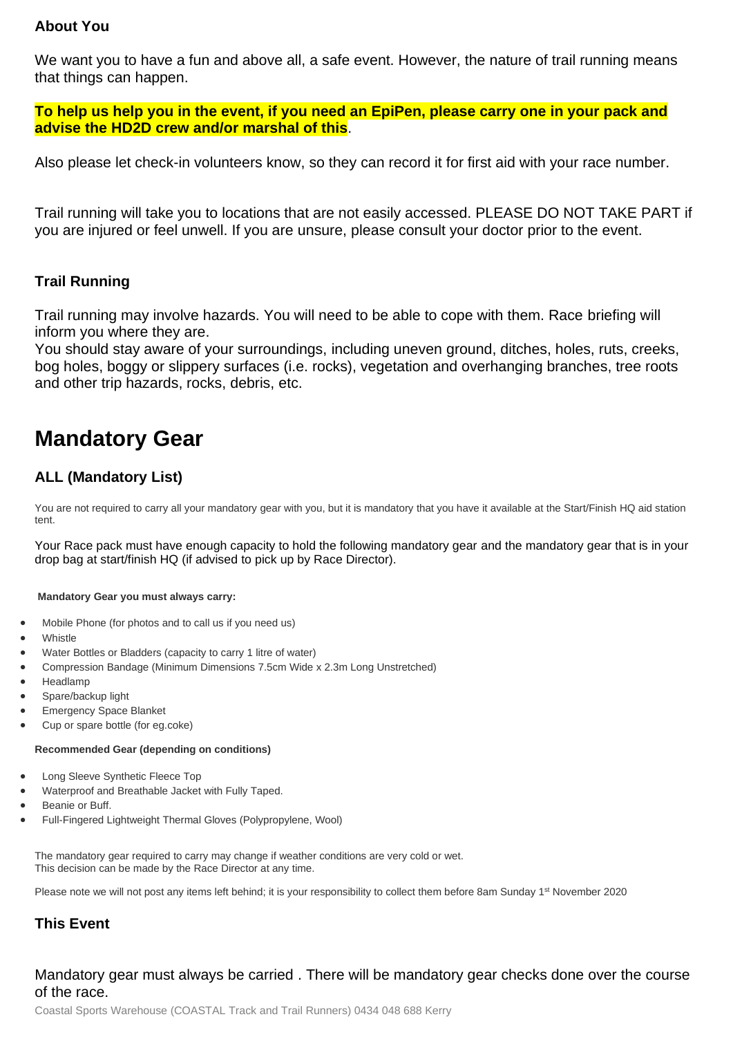### About You

We want you to have a fun and above all, a safe event. However, the nature of trail running means that things can happen.

**To help us help you in the event, if you need an EpiPen, please carry one in your pack and advise the HD2D crew and/or marshal of this**.

Also please let check-in volunteers know, so they can record it for first aid with your race number.

Trail running will take you to locations that are not easily accessed. PLEASE DO NOT TAKE PART if you are injured or feel unwell. If you are unsure, please consult your doctor prior to the event.

### Trail Running

Trail running may involve hazards. You will need to be able to cope with them. Race briefing will inform you where they are.
You should stay aware of your surroundings, including uneven ground, ditches, holes, ruts, creeks, bog holes, boggy or slippery surfaces (i.e. rocks), vegetation and overhanging branches, tree roots and other trip hazards, rocks, debris, etc.

# Mandatory Gear

### ALL (Mandatory List)

You are not required to carry all your mandatory gear with you, but it is mandatory that you have it available at the Start/Finish HQ aid station tent.

Your Race pack must have enough capacity to hold the following mandatory gear and the mandatory gear that is in your drop bag at start/finish HQ (if advised to pick up by Race Director).

**Mandatory Gear you must always carry:**

- Mobile Phone (for photos and to call us if you need us)
- Whistle
- Water Bottles or Bladders (capacity to carry 1 litre of water)
- Compression Bandage (Minimum Dimensions 7.5cm Wide x 2.3m Long Unstretched)
- Headlamp
- Spare/backup light
- Emergency Space Blanket
- Cup or spare bottle (for eg.coke)

**Recommended Gear (depending on conditions)**

- Long Sleeve Synthetic Fleece Top
- Waterproof and Breathable Jacket with Fully Taped.
- Beanie or Buff.
- Full-Fingered Lightweight Thermal Gloves (Polypropylene, Wool)

The mandatory gear required to carry may change if weather conditions are very cold or wet.
This decision can be made by the Race Director at any time.

Please note we will not post any items left behind; it is your responsibility to collect them before 8am Sunday 1st November 2020

### This Event

Mandatory gear must always be carried . There will be mandatory gear checks done over the course of the race.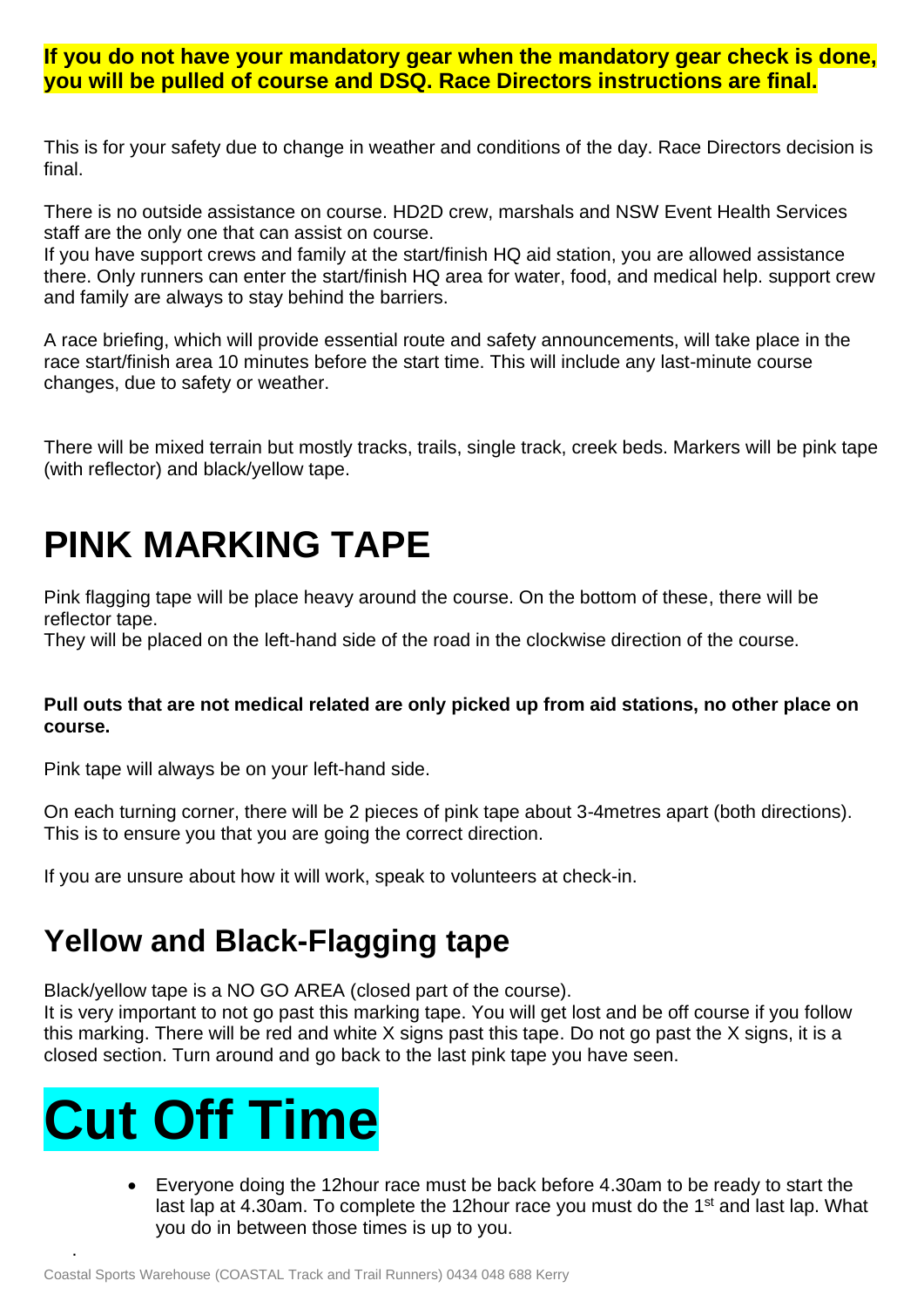**If you do not have your mandatory gear when the mandatory gear check is done, you will be pulled of course and DSQ. Race Directors instructions are final.**

This is for your safety due to change in weather and conditions of the day. Race Directors decision is final.

There is no outside assistance on course. HD2D crew, marshals and NSW Event Health Services staff are the only one that can assist on course.
If you have support crews and family at the start/finish HQ aid station, you are allowed assistance there. Only runners can enter the start/finish HQ area for water, food, and medical help. support crew and family are always to stay behind the barriers.

A race briefing, which will provide essential route and safety announcements, will take place in the race start/finish area 10 minutes before the start time. This will include any last-minute course changes, due to safety or weather.

There will be mixed terrain but mostly tracks, trails, single track, creek beds. Markers will be pink tape (with reflector) and black/yellow tape.

# PINK MARKING TAPE

Pink flagging tape will be place heavy around the course. On the bottom of these, there will be reflector tape.
They will be placed on the left-hand side of the road in the clockwise direction of the course.

**Pull outs that are not medical related are only picked up from aid stations, no other place on course.**

Pink tape will always be on your left-hand side.

On each turning corner, there will be 2 pieces of pink tape about 3-4metres apart (both directions). This is to ensure you that you are going the correct direction.

If you are unsure about how it will work, speak to volunteers at check-in.

## Yellow and Black-Flagging tape

Black/yellow tape is a NO GO AREA (closed part of the course).
It is very important to not go past this marking tape. You will get lost and be off course if you follow this marking. There will be red and white X signs past this tape. Do not go past the X signs, it is a closed section. Turn around and go back to the last pink tape you have seen.

# Cut Off Time

- Everyone doing the 12hour race must be back before 4.30am to be ready to start the last lap at 4.30am. To complete the 12hour race you must do the 1st and last lap. What you do in between those times is up to you.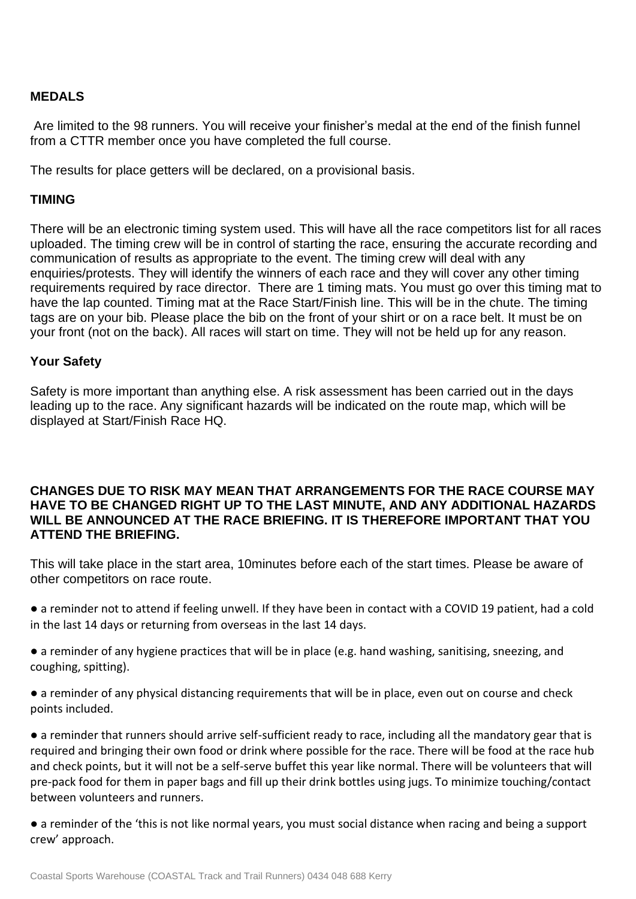**MEDALS**

Are limited to the 98 runners. You will receive your finisher's medal at the end of the finish funnel from a CTTR member once you have completed the full course.

The results for place getters will be declared, on a provisional basis.

**TIMING**

There will be an electronic timing system used. This will have all the race competitors list for all races uploaded. The timing crew will be in control of starting the race, ensuring the accurate recording and communication of results as appropriate to the event. The timing crew will deal with any enquiries/protests. They will identify the winners of each race and they will cover any other timing requirements required by race director. There are 1 timing mats. You must go over this timing mat to have the lap counted. Timing mat at the Race Start/Finish line. This will be in the chute. The timing tags are on your bib. Please place the bib on the front of your shirt or on a race belt. It must be on your front (not on the back). All races will start on time. They will not be held up for any reason.

**Your Safety**

Safety is more important than anything else. A risk assessment has been carried out in the days leading up to the race. Any significant hazards will be indicated on the route map, which will be displayed at Start/Finish Race HQ.

**CHANGES DUE TO RISK MAY MEAN THAT ARRANGEMENTS FOR THE RACE COURSE MAY HAVE TO BE CHANGED RIGHT UP TO THE LAST MINUTE, AND ANY ADDITIONAL HAZARDS WILL BE ANNOUNCED AT THE RACE BRIEFING. IT IS THEREFORE IMPORTANT THAT YOU ATTEND THE BRIEFING.**

This will take place in the start area, 10minutes before each of the start times. Please be aware of other competitors on race route.

- a reminder not to attend if feeling unwell. If they have been in contact with a COVID 19 patient, had a cold in the last 14 days or returning from overseas in the last 14 days.
- a reminder of any hygiene practices that will be in place (e.g. hand washing, sanitising, sneezing, and coughing, spitting).
- a reminder of any physical distancing requirements that will be in place, even out on course and check points included.
- a reminder that runners should arrive self-sufficient ready to race, including all the mandatory gear that is required and bringing their own food or drink where possible for the race. There will be food at the race hub and check points, but it will not be a self-serve buffet this year like normal. There will be volunteers that will pre-pack food for them in paper bags and fill up their drink bottles using jugs. To minimize touching/contact between volunteers and runners.
- a reminder of the 'this is not like normal years, you must social distance when racing and being a support crew' approach.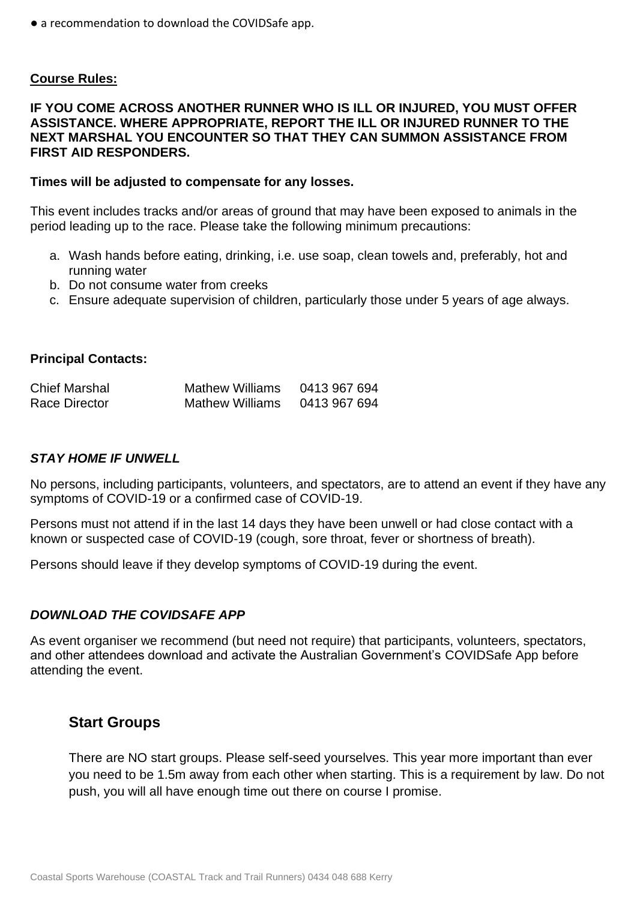● a recommendation to download the COVIDSafe app.

**Course Rules:**

**IF YOU COME ACROSS ANOTHER RUNNER WHO IS ILL OR INJURED, YOU MUST OFFER ASSISTANCE. WHERE APPROPRIATE, REPORT THE ILL OR INJURED RUNNER TO THE NEXT MARSHAL YOU ENCOUNTER SO THAT THEY CAN SUMMON ASSISTANCE FROM FIRST AID RESPONDERS.**

**Times will be adjusted to compensate for any losses.**

This event includes tracks and/or areas of ground that may have been exposed to animals in the period leading up to the race. Please take the following minimum precautions:

a. Wash hands before eating, drinking, i.e. use soap, clean towels and, preferably, hot and running water
b. Do not consume water from creeks
c. Ensure adequate supervision of children, particularly those under 5 years of age always.

**Principal Contacts:**

| | | |
|---|---|---|
| Chief Marshal | Mathew Williams | 0413 967 694 |
| Race Director | Mathew Williams | 0413 967 694 |

***STAY HOME IF UNWELL***

No persons, including participants, volunteers, and spectators, are to attend an event if they have any symptoms of COVID-19 or a confirmed case of COVID-19.

Persons must not attend if in the last 14 days they have been unwell or had close contact with a known or suspected case of COVID-19 (cough, sore throat, fever or shortness of breath).

Persons should leave if they develop symptoms of COVID-19 during the event.

***DOWNLOAD THE COVIDSAFE APP***

As event organiser we recommend (but need not require) that participants, volunteers, spectators, and other attendees download and activate the Australian Government's COVIDSafe App before attending the event.

## Start Groups

There are NO start groups. Please self-seed yourselves. This year more important than ever you need to be 1.5m away from each other when starting. This is a requirement by law. Do not push, you will all have enough time out there on course I promise.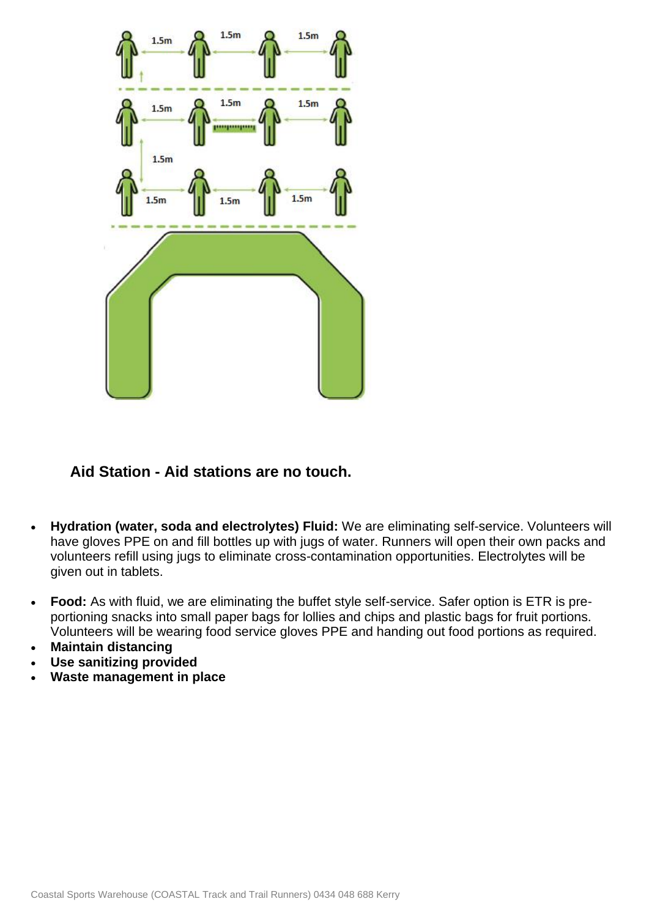## Aid Station - Aid stations are no touch.

- **Hydration (water, soda and electrolytes) Fluid:** We are eliminating self-service. Volunteers will have gloves PPE on and fill bottles up with jugs of water. Runners will open their own packs and volunteers refill using jugs to eliminate cross-contamination opportunities. Electrolytes will be given out in tablets.
- **Food:** As with fluid, we are eliminating the buffet style self-service. Safer option is ETR is pre-portioning snacks into small paper bags for lollies and chips and plastic bags for fruit portions. Volunteers will be wearing food service gloves PPE and handing out food portions as required.
- **Maintain distancing**
- **Use sanitizing provided**
- **Waste management in place**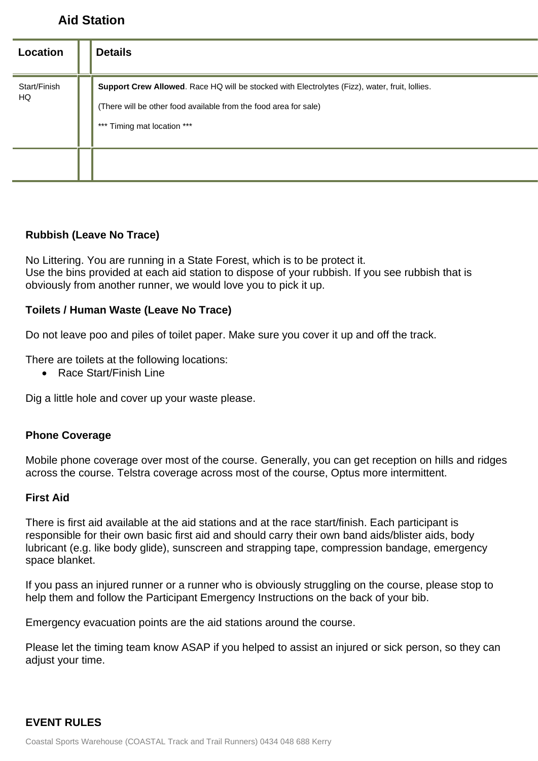## Aid Station

| Location | Details |
| --- | --- |
| Start/Finish HQ | **Support Crew Allowed**. Race HQ will be stocked with Electrolytes (Fizz), water, fruit, lollies.<br><br>(There will be other food available from the food area for sale)<br><br>*** Timing mat location *** |
| | |

### Rubbish (Leave No Trace)

No Littering. You are running in a State Forest, which is to be protect it.
Use the bins provided at each aid station to dispose of your rubbish. If you see rubbish that is obviously from another runner, we would love you to pick it up.

### Toilets / Human Waste (Leave No Trace)

Do not leave poo and piles of toilet paper. Make sure you cover it up and off the track.

There are toilets at the following locations:

- Race Start/Finish Line

Dig a little hole and cover up your waste please.

### Phone Coverage

Mobile phone coverage over most of the course. Generally, you can get reception on hills and ridges across the course. Telstra coverage across most of the course, Optus more intermittent.

### First Aid

There is first aid available at the aid stations and at the race start/finish. Each participant is responsible for their own basic first aid and should carry their own band aids/blister aids, body lubricant (e.g. like body glide), sunscreen and strapping tape, compression bandage, emergency space blanket.

If you pass an injured runner or a runner who is obviously struggling on the course, please stop to help them and follow the Participant Emergency Instructions on the back of your bib.

Emergency evacuation points are the aid stations around the course.

Please let the timing team know ASAP if you helped to assist an injured or sick person, so they can adjust your time.

### EVENT RULES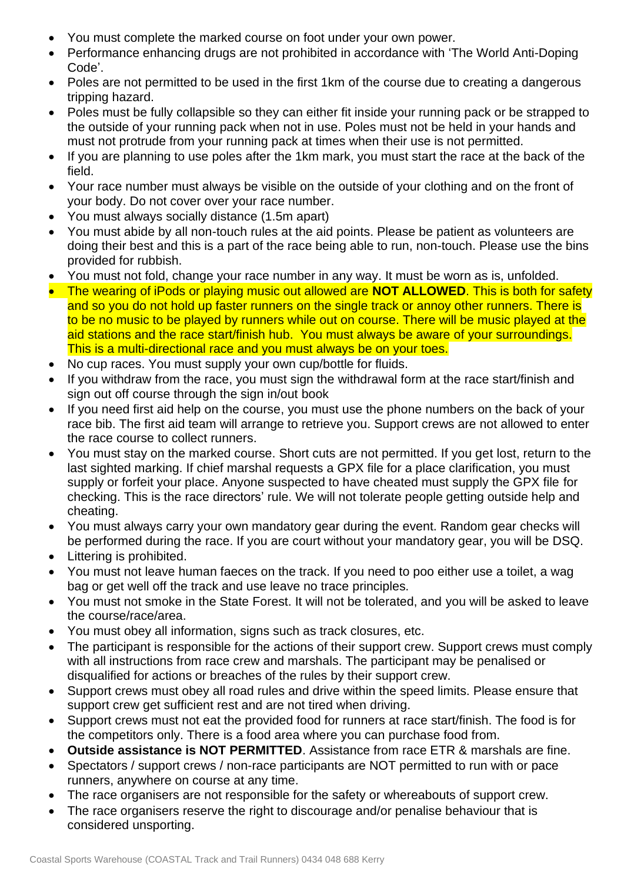- You must complete the marked course on foot under your own power.
- Performance enhancing drugs are not prohibited in accordance with 'The World Anti-Doping Code'.
- Poles are not permitted to be used in the first 1km of the course due to creating a dangerous tripping hazard.
- Poles must be fully collapsible so they can either fit inside your running pack or be strapped to the outside of your running pack when not in use. Poles must not be held in your hands and must not protrude from your running pack at times when their use is not permitted.
- If you are planning to use poles after the 1km mark, you must start the race at the back of the field.
- Your race number must always be visible on the outside of your clothing and on the front of your body. Do not cover over your race number.
- You must always socially distance (1.5m apart)
- You must abide by all non-touch rules at the aid points. Please be patient as volunteers are doing their best and this is a part of the race being able to run, non-touch. Please use the bins provided for rubbish.
- You must not fold, change your race number in any way. It must be worn as is, unfolded.
- The wearing of iPods or playing music out allowed are **NOT ALLOWED**. This is both for safety and so you do not hold up faster runners on the single track or annoy other runners. There is to be no music to be played by runners while out on course. There will be music played at the aid stations and the race start/finish hub. You must always be aware of your surroundings. This is a multi-directional race and you must always be on your toes.
- No cup races. You must supply your own cup/bottle for fluids.
- If you withdraw from the race, you must sign the withdrawal form at the race start/finish and sign out off course through the sign in/out book
- If you need first aid help on the course, you must use the phone numbers on the back of your race bib. The first aid team will arrange to retrieve you. Support crews are not allowed to enter the race course to collect runners.
- You must stay on the marked course. Short cuts are not permitted. If you get lost, return to the last sighted marking. If chief marshal requests a GPX file for a place clarification, you must supply or forfeit your place. Anyone suspected to have cheated must supply the GPX file for checking. This is the race directors' rule. We will not tolerate people getting outside help and cheating.
- You must always carry your own mandatory gear during the event. Random gear checks will be performed during the race. If you are court without your mandatory gear, you will be DSQ.
- Littering is prohibited.
- You must not leave human faeces on the track. If you need to poo either use a toilet, a wag bag or get well off the track and use leave no trace principles.
- You must not smoke in the State Forest. It will not be tolerated, and you will be asked to leave the course/race/area.
- You must obey all information, signs such as track closures, etc.
- The participant is responsible for the actions of their support crew. Support crews must comply with all instructions from race crew and marshals. The participant may be penalised or disqualified for actions or breaches of the rules by their support crew.
- Support crews must obey all road rules and drive within the speed limits. Please ensure that support crew get sufficient rest and are not tired when driving.
- Support crews must not eat the provided food for runners at race start/finish. The food is for the competitors only. There is a food area where you can purchase food from.
- **Outside assistance is NOT PERMITTED**. Assistance from race ETR & marshals are fine.
- Spectators / support crews / non-race participants are NOT permitted to run with or pace runners, anywhere on course at any time.
- The race organisers are not responsible for the safety or whereabouts of support crew.
- The race organisers reserve the right to discourage and/or penalise behaviour that is considered unsporting.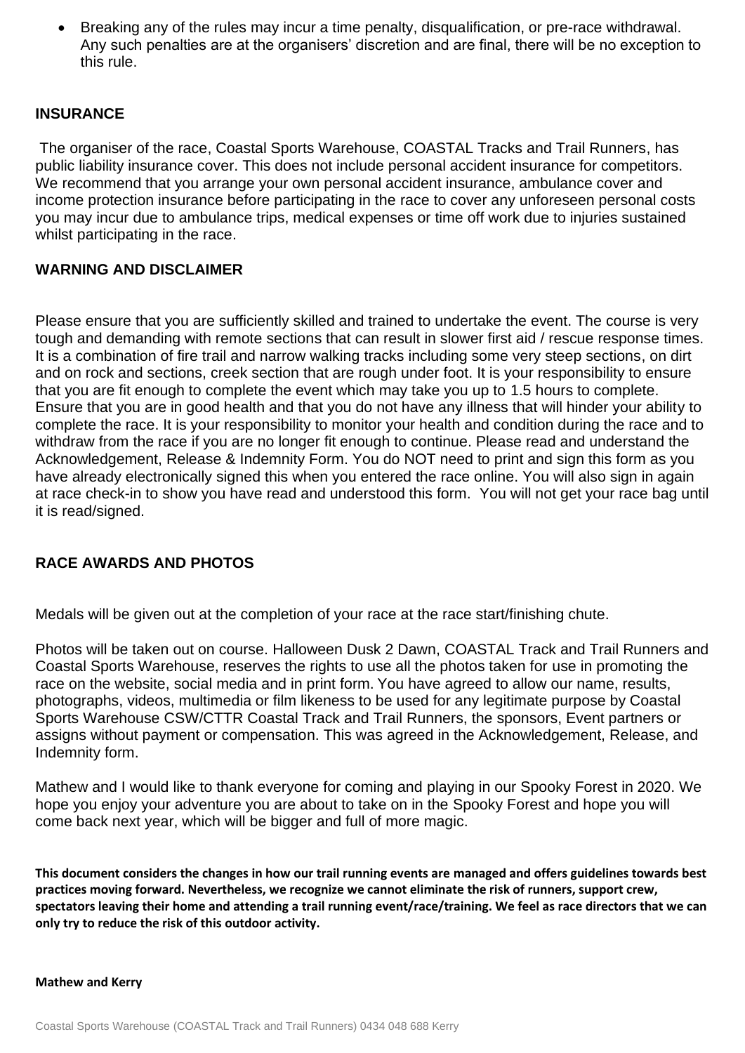- Breaking any of the rules may incur a time penalty, disqualification, or pre-race withdrawal. Any such penalties are at the organisers' discretion and are final, there will be no exception to this rule.

## INSURANCE

The organiser of the race, Coastal Sports Warehouse, COASTAL Tracks and Trail Runners, has public liability insurance cover. This does not include personal accident insurance for competitors. We recommend that you arrange your own personal accident insurance, ambulance cover and income protection insurance before participating in the race to cover any unforeseen personal costs you may incur due to ambulance trips, medical expenses or time off work due to injuries sustained whilst participating in the race.

## WARNING AND DISCLAIMER

Please ensure that you are sufficiently skilled and trained to undertake the event. The course is very tough and demanding with remote sections that can result in slower first aid / rescue response times. It is a combination of fire trail and narrow walking tracks including some very steep sections, on dirt and on rock and sections, creek section that are rough under foot. It is your responsibility to ensure that you are fit enough to complete the event which may take you up to 1.5 hours to complete. Ensure that you are in good health and that you do not have any illness that will hinder your ability to complete the race. It is your responsibility to monitor your health and condition during the race and to withdraw from the race if you are no longer fit enough to continue. Please read and understand the Acknowledgement, Release & Indemnity Form. You do NOT need to print and sign this form as you have already electronically signed this when you entered the race online. You will also sign in again at race check-in to show you have read and understood this form. You will not get your race bag until it is read/signed.

## RACE AWARDS AND PHOTOS

Medals will be given out at the completion of your race at the race start/finishing chute.

Photos will be taken out on course. Halloween Dusk 2 Dawn, COASTAL Track and Trail Runners and Coastal Sports Warehouse, reserves the rights to use all the photos taken for use in promoting the race on the website, social media and in print form. You have agreed to allow our name, results, photographs, videos, multimedia or film likeness to be used for any legitimate purpose by Coastal Sports Warehouse CSW/CTTR Coastal Track and Trail Runners, the sponsors, Event partners or assigns without payment or compensation. This was agreed in the Acknowledgement, Release, and Indemnity form.

Mathew and I would like to thank everyone for coming and playing in our Spooky Forest in 2020. We hope you enjoy your adventure you are about to take on in the Spooky Forest and hope you will come back next year, which will be bigger and full of more magic.

**This document considers the changes in how our trail running events are managed and offers guidelines towards best practices moving forward. Nevertheless, we recognize we cannot eliminate the risk of runners, support crew, spectators leaving their home and attending a trail running event/race/training. We feel as race directors that we can only try to reduce the risk of this outdoor activity.**

**Mathew and Kerry**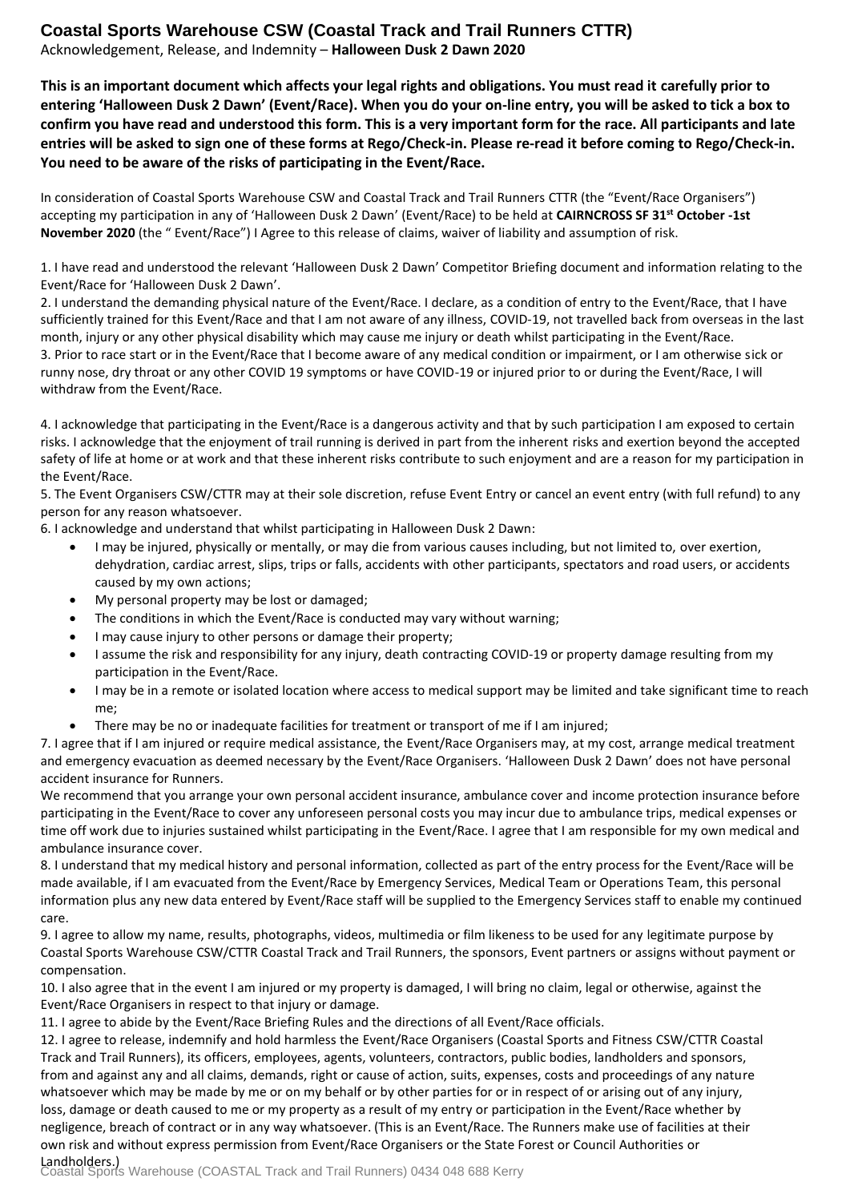# Coastal Sports Warehouse CSW (Coastal Track and Trail Runners CTTR)

Acknowledgement, Release, and Indemnity – **Halloween Dusk 2 Dawn 2020**

**This is an important document which affects your legal rights and obligations. You must read it carefully prior to entering 'Halloween Dusk 2 Dawn' (Event/Race). When you do your on-line entry, you will be asked to tick a box to confirm you have read and understood this form. This is a very important form for the race. All participants and late entries will be asked to sign one of these forms at Rego/Check-in. Please re-read it before coming to Rego/Check-in. You need to be aware of the risks of participating in the Event/Race.**

In consideration of Coastal Sports Warehouse CSW and Coastal Track and Trail Runners CTTR (the "Event/Race Organisers") accepting my participation in any of 'Halloween Dusk 2 Dawn' (Event/Race) to be held at **CAIRNCROSS SF 31st October -1st November 2020** (the " Event/Race") I Agree to this release of claims, waiver of liability and assumption of risk.

1. I have read and understood the relevant 'Halloween Dusk 2 Dawn' Competitor Briefing document and information relating to the Event/Race for 'Halloween Dusk 2 Dawn'.
2. I understand the demanding physical nature of the Event/Race. I declare, as a condition of entry to the Event/Race, that I have sufficiently trained for this Event/Race and that I am not aware of any illness, COVID-19, not travelled back from overseas in the last month, injury or any other physical disability which may cause me injury or death whilst participating in the Event/Race.
3. Prior to race start or in the Event/Race that I become aware of any medical condition or impairment, or I am otherwise sick or runny nose, dry throat or any other COVID 19 symptoms or have COVID-19 or injured prior to or during the Event/Race, I will withdraw from the Event/Race.

4. I acknowledge that participating in the Event/Race is a dangerous activity and that by such participation I am exposed to certain risks. I acknowledge that the enjoyment of trail running is derived in part from the inherent risks and exertion beyond the accepted safety of life at home or at work and that these inherent risks contribute to such enjoyment and are a reason for my participation in the Event/Race.
5. The Event Organisers CSW/CTTR may at their sole discretion, refuse Event Entry or cancel an event entry (with full refund) to any person for any reason whatsoever.
6. I acknowledge and understand that whilst participating in Halloween Dusk 2 Dawn:
   - I may be injured, physically or mentally, or may die from various causes including, but not limited to, over exertion, dehydration, cardiac arrest, slips, trips or falls, accidents with other participants, spectators and road users, or accidents caused by my own actions;
   - My personal property may be lost or damaged;
   - The conditions in which the Event/Race is conducted may vary without warning;
   - I may cause injury to other persons or damage their property;
   - I assume the risk and responsibility for any injury, death contracting COVID-19 or property damage resulting from my participation in the Event/Race.
   - I may be in a remote or isolated location where access to medical support may be limited and take significant time to reach me;
   - There may be no or inadequate facilities for treatment or transport of me if I am injured;
7. I agree that if I am injured or require medical assistance, the Event/Race Organisers may, at my cost, arrange medical treatment and emergency evacuation as deemed necessary by the Event/Race Organisers. 'Halloween Dusk 2 Dawn' does not have personal accident insurance for Runners.
We recommend that you arrange your own personal accident insurance, ambulance cover and income protection insurance before participating in the Event/Race to cover any unforeseen personal costs you may incur due to ambulance trips, medical expenses or time off work due to injuries sustained whilst participating in the Event/Race. I agree that I am responsible for my own medical and ambulance insurance cover.
8. I understand that my medical history and personal information, collected as part of the entry process for the Event/Race will be made available, if I am evacuated from the Event/Race by Emergency Services, Medical Team or Operations Team, this personal information plus any new data entered by Event/Race staff will be supplied to the Emergency Services staff to enable my continued care.
9. I agree to allow my name, results, photographs, videos, multimedia or film likeness to be used for any legitimate purpose by Coastal Sports Warehouse CSW/CTTR Coastal Track and Trail Runners, the sponsors, Event partners or assigns without payment or compensation.
10. I also agree that in the event I am injured or my property is damaged, I will bring no claim, legal or otherwise, against the Event/Race Organisers in respect to that injury or damage.
11. I agree to abide by the Event/Race Briefing Rules and the directions of all Event/Race officials.
12. I agree to release, indemnify and hold harmless the Event/Race Organisers (Coastal Sports and Fitness CSW/CTTR Coastal Track and Trail Runners), its officers, employees, agents, volunteers, contractors, public bodies, landholders and sponsors, from and against any and all claims, demands, right or cause of action, suits, expenses, costs and proceedings of any nature whatsoever which may be made by me or on my behalf or by other parties for or in respect of or arising out of any injury, loss, damage or death caused to me or my property as a result of my entry or participation in the Event/Race whether by negligence, breach of contract or in any way whatsoever. (This is an Event/Race. The Runners make use of facilities at their own risk and without express permission from Event/Race Organisers or the State Forest or Council Authorities or Landholders.)

Coastal Sports Warehouse (COASTAL Track and Trail Runners) 0434 048 688 Kerry